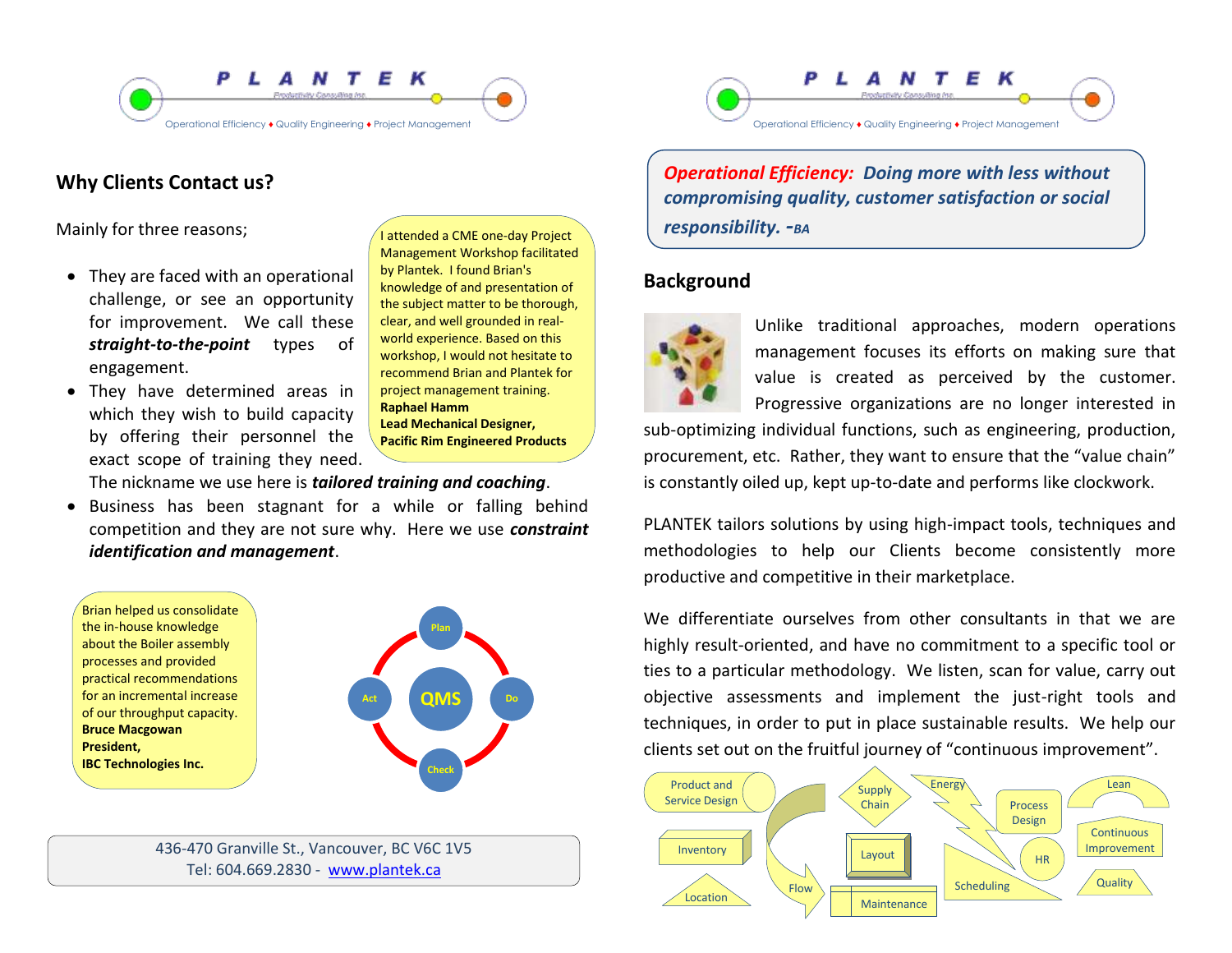PLANTEK
Productivity Consulting Inc.
Operational Efficiency ♦ Quality Engineering ♦ Project Management

## Why Clients Contact us?

Mainly for three reasons;

- They are faced with an operational challenge, or see an opportunity for improvement. We call these ***straight-to-the-point*** types of engagement.
- They have determined areas in which they wish to build capacity by offering their personnel the exact scope of training they need. The nickname we use here is ***tailored training and coaching***.
- Business has been stagnant for a while or falling behind competition and they are not sure why. Here we use ***constraint identification and management***.

I attended a CME one-day Project Management Workshop facilitated by Plantek. I found Brian's knowledge of and presentation of the subject matter to be thorough, clear, and well grounded in real-world experience. Based on this workshop, I would not hesitate to recommend Brian and Plantek for project management training.
**Raphael Hamm**
**Lead Mechanical Designer,**
**Pacific Rim Engineered Products**

Brian helped us consolidate the in-house knowledge about the Boiler assembly processes and provided practical recommendations for an incremental increase of our throughput capacity.
**Bruce Macgowan**
**President,**
**IBC Technologies Inc.**

QMS: Plan → Do → Check → Act

436-470 Granville St., Vancouver, BC V6C 1V5
Tel: 604.669.2830 - www.plantek.ca

***Operational Efficiency: Doing more with less without compromising quality, customer satisfaction or social responsibility. -BA***

## Background

Unlike traditional approaches, modern operations management focuses its efforts on making sure that value is created as perceived by the customer. Progressive organizations are no longer interested in sub-optimizing individual functions, such as engineering, production, procurement, etc. Rather, they want to ensure that the "value chain" is constantly oiled up, kept up-to-date and performs like clockwork.

PLANTEK tailors solutions by using high-impact tools, techniques and methodologies to help our Clients become consistently more productive and competitive in their marketplace.

We differentiate ourselves from other consultants in that we are highly result-oriented, and have no commitment to a specific tool or ties to a particular methodology. We listen, scan for value, carry out objective assessments and implement the just-right tools and techniques, in order to put in place sustainable results. We help our clients set out on the fruitful journey of "continuous improvement".

Product and Service Design · Supply Chain · Energy · Process Design · Lean · Inventory · Layout · HR · Continuous Improvement · Flow · Scheduling · Quality · Location · Maintenance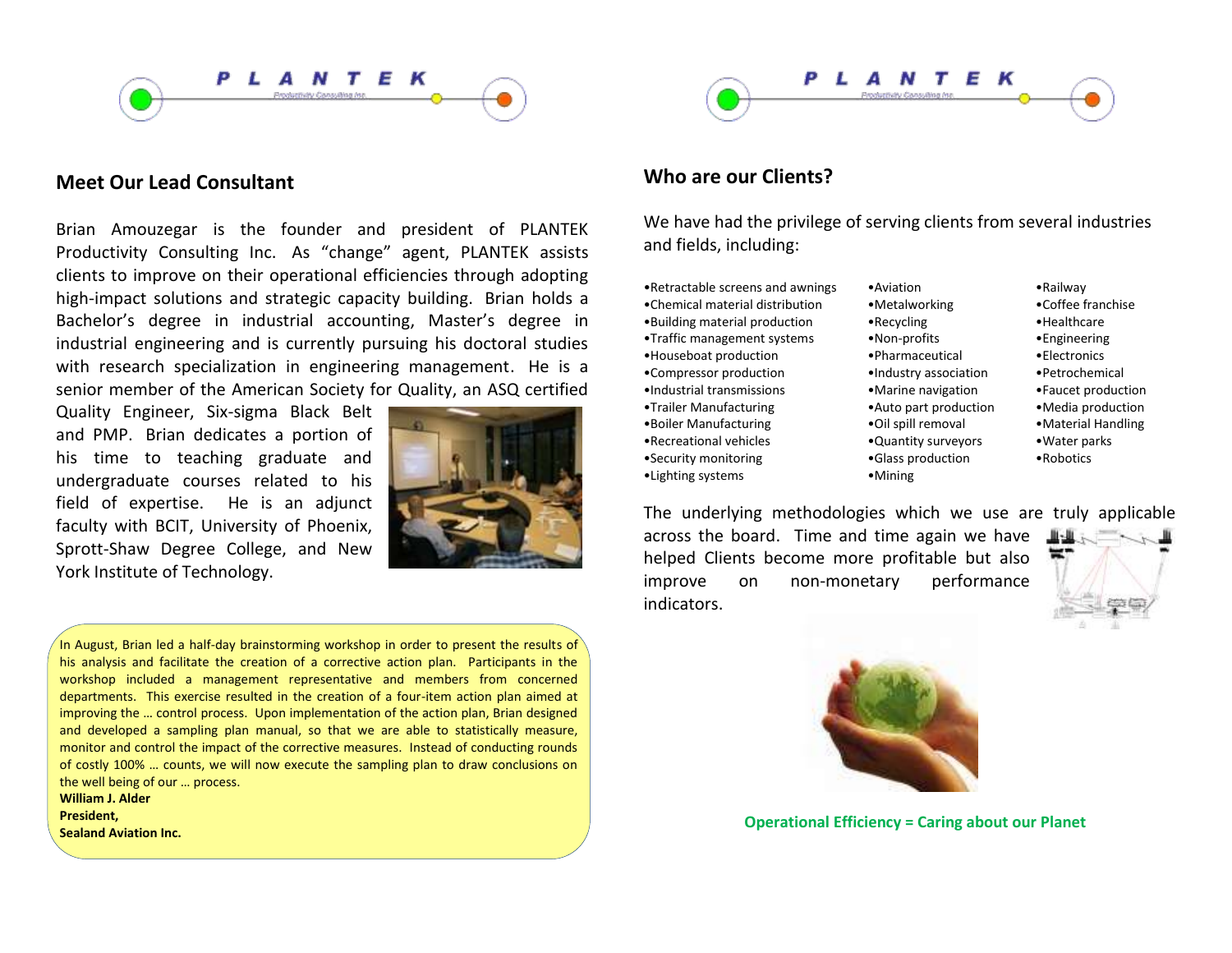## Meet Our Lead Consultant

Brian Amouzegar is the founder and president of PLANTEK Productivity Consulting Inc. As "change" agent, PLANTEK assists clients to improve on their operational efficiencies through adopting high-impact solutions and strategic capacity building. Brian holds a Bachelor's degree in industrial accounting, Master's degree in industrial engineering and is currently pursuing his doctoral studies with research specialization in engineering management. He is a senior member of the American Society for Quality, an ASQ certified Quality Engineer, Six-sigma Black Belt and PMP. Brian dedicates a portion of his time to teaching graduate and undergraduate courses related to his field of expertise. He is an adjunct faculty with BCIT, University of Phoenix, Sprott-Shaw Degree College, and New York Institute of Technology.

In August, Brian led a half-day brainstorming workshop in order to present the results of his analysis and facilitate the creation of a corrective action plan. Participants in the workshop included a management representative and members from concerned departments. This exercise resulted in the creation of a four-item action plan aimed at improving the … control process. Upon implementation of the action plan, Brian designed and developed a sampling plan manual, so that we are able to statistically measure, monitor and control the impact of the corrective measures. Instead of conducting rounds of costly 100% … counts, we will now execute the sampling plan to draw conclusions on the well being of our … process.

**William J. Alder**
**President,**
**Sealand Aviation Inc.**

## Who are our Clients?

We have had the privilege of serving clients from several industries and fields, including:

- Retractable screens and awnings
- Chemical material distribution
- Building material production
- Traffic management systems
- Houseboat production
- Compressor production
- Industrial transmissions
- Trailer Manufacturing
- Boiler Manufacturing
- Recreational vehicles
- Security monitoring
- Lighting systems
- Aviation
- Metalworking
- Recycling
- Non-profits
- Pharmaceutical
- Industry association
- Marine navigation
- Auto part production
- Oil spill removal
- Quantity surveyors
- Glass production
- Mining
- Railway
- Coffee franchise
- Healthcare
- Engineering
- Electronics
- Petrochemical
- Faucet production
- Media production
- Material Handling
- Water parks
- Robotics

The underlying methodologies which we use are truly applicable across the board. Time and time again we have helped Clients become more profitable but also improve on non-monetary performance indicators.

**Operational Efficiency = Caring about our Planet**